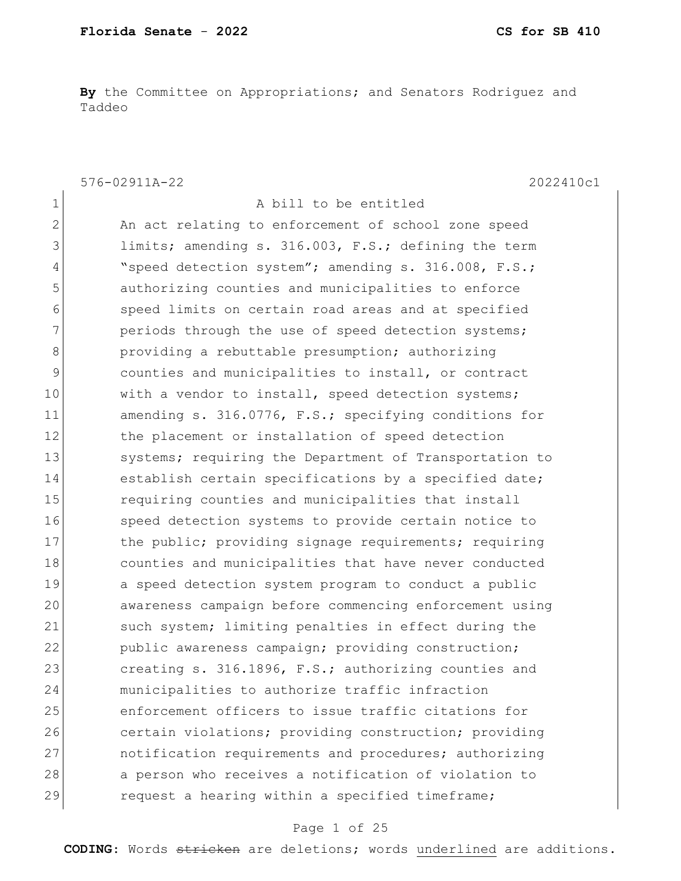**By** the Committee on Appropriations; and Senators Rodriguez and Taddeo

576-02911A-22 2022410c1

1 A bill to be entitled
2 An act relating to enforcement of school zone speed
3 limits; amending s. 316.003, F.S.; defining the term
4 "speed detection system"; amending s. 316.008, F.S.;
5 authorizing counties and municipalities to enforce
6 speed limits on certain road areas and at specified
7 periods through the use of speed detection systems;
8 providing a rebuttable presumption; authorizing
9 counties and municipalities to install, or contract
10 with a vendor to install, speed detection systems;
11 amending s. 316.0776, F.S.; specifying conditions for
12 the placement or installation of speed detection
13 systems; requiring the Department of Transportation to
14 establish certain specifications by a specified date;
15 requiring counties and municipalities that install
16 speed detection systems to provide certain notice to
17 the public; providing signage requirements; requiring
18 counties and municipalities that have never conducted
19 a speed detection system program to conduct a public
20 awareness campaign before commencing enforcement using
21 such system; limiting penalties in effect during the
22 public awareness campaign; providing construction;
23 creating s. 316.1896, F.S.; authorizing counties and
24 municipalities to authorize traffic infraction
25 enforcement officers to issue traffic citations for
26 certain violations; providing construction; providing
27 notification requirements and procedures; authorizing
28 a person who receives a notification of violation to
29 request a hearing within a specified timeframe;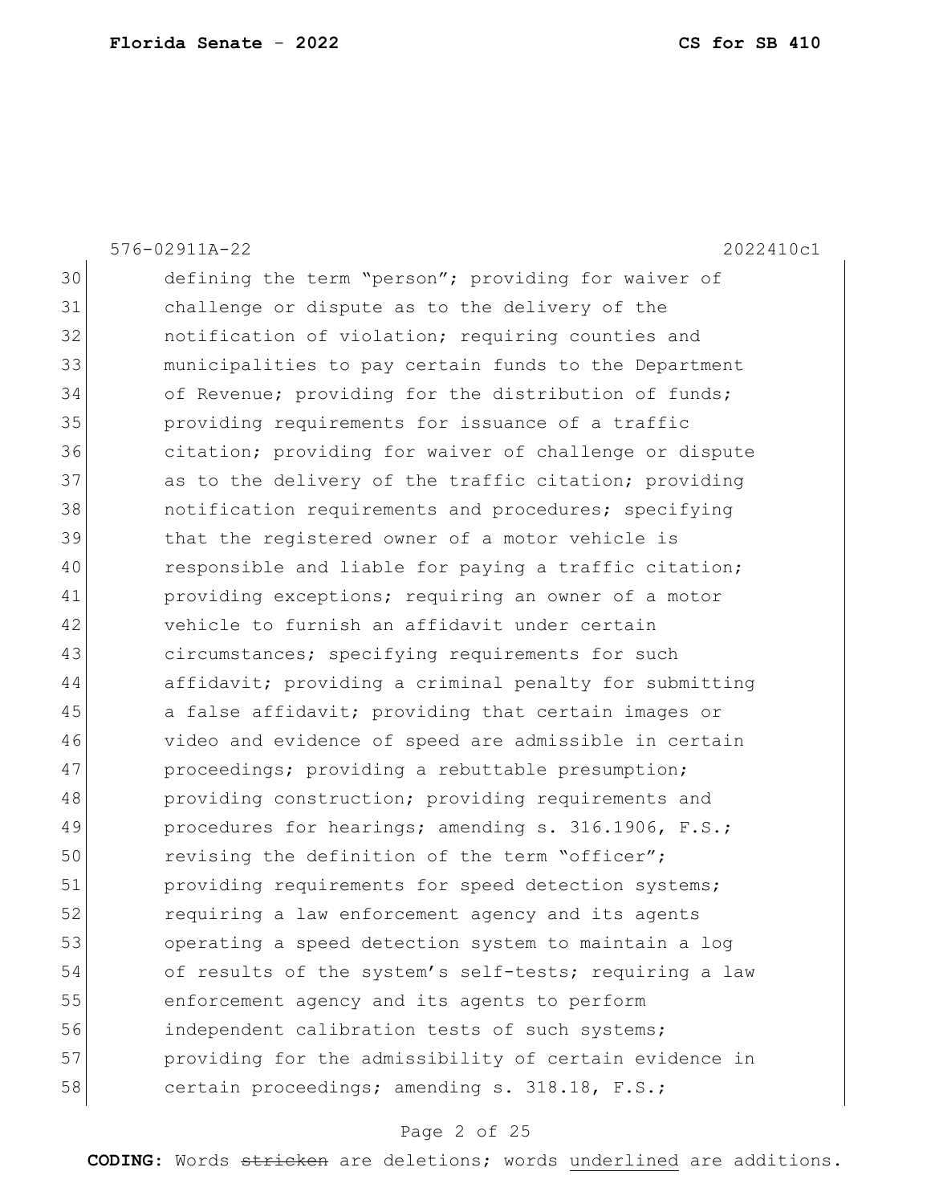576-02911A-22 2022410c1

30 defining the term "person"; providing for waiver of
31 challenge or dispute as to the delivery of the
32 notification of violation; requiring counties and
33 municipalities to pay certain funds to the Department
34 of Revenue; providing for the distribution of funds;
35 providing requirements for issuance of a traffic
36 citation; providing for waiver of challenge or dispute
37 as to the delivery of the traffic citation; providing
38 notification requirements and procedures; specifying
39 that the registered owner of a motor vehicle is
40 responsible and liable for paying a traffic citation;
41 providing exceptions; requiring an owner of a motor
42 vehicle to furnish an affidavit under certain
43 circumstances; specifying requirements for such
44 affidavit; providing a criminal penalty for submitting
45 a false affidavit; providing that certain images or
46 video and evidence of speed are admissible in certain
47 proceedings; providing a rebuttable presumption;
48 providing construction; providing requirements and
49 procedures for hearings; amending s. 316.1906, F.S.;
50 revising the definition of the term "officer";
51 providing requirements for speed detection systems;
52 requiring a law enforcement agency and its agents
53 operating a speed detection system to maintain a log
54 of results of the system's self-tests; requiring a law
55 enforcement agency and its agents to perform
56 independent calibration tests of such systems;
57 providing for the admissibility of certain evidence in
58 certain proceedings; amending s. 318.18, F.S.;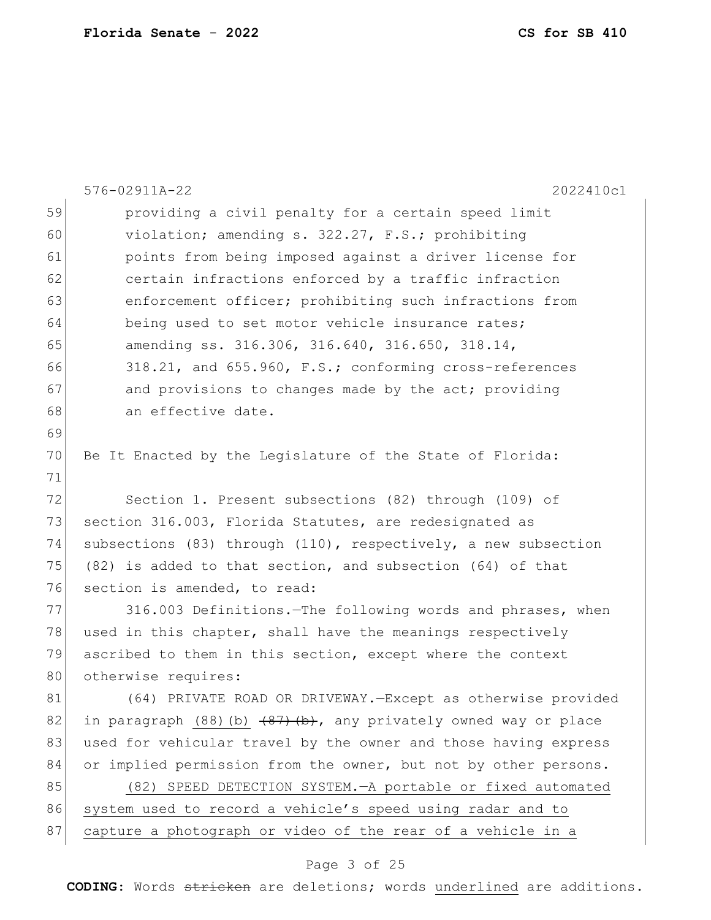providing a civil penalty for a certain speed limit violation; amending s. 322.27, F.S.; prohibiting points from being imposed against a driver license for certain infractions enforced by a traffic infraction enforcement officer; prohibiting such infractions from being used to set motor vehicle insurance rates; amending ss. 316.306, 316.640, 316.650, 318.14, 318.21, and 655.960, F.S.; conforming cross-references and provisions to changes made by the act; providing an effective date.

Be It Enacted by the Legislature of the State of Florida:

Section 1. Present subsections (82) through (109) of section 316.003, Florida Statutes, are redesignated as subsections (83) through (110), respectively, a new subsection (82) is added to that section, and subsection (64) of that section is amended, to read:

316.003 Definitions.—The following words and phrases, when used in this chapter, shall have the meanings respectively ascribed to them in this section, except where the context otherwise requires:

(64) PRIVATE ROAD OR DRIVEWAY.—Except as otherwise provided in paragraph <u>(88)(b)</u> ~~(87)(b)~~, any privately owned way or place used for vehicular travel by the owner and those having express or implied permission from the owner, but not by other persons.

<u>(82) SPEED DETECTION SYSTEM.—A portable or fixed automated system used to record a vehicle's speed using radar and to capture a photograph or video of the rear of a vehicle in a</u>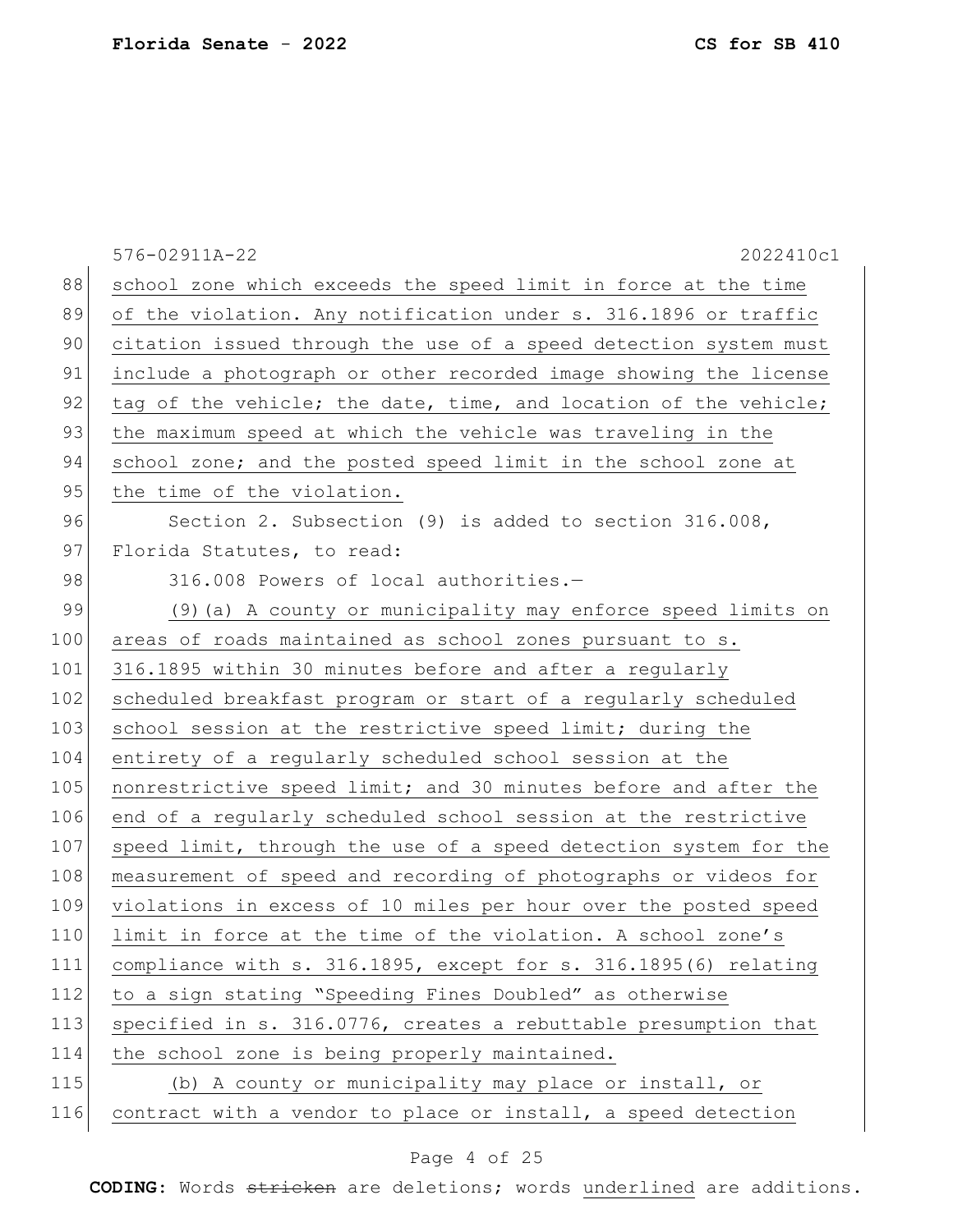school zone which exceeds the speed limit in force at the time of the violation. Any notification under s. 316.1896 or traffic citation issued through the use of a speed detection system must include a photograph or other recorded image showing the license tag of the vehicle; the date, time, and location of the vehicle; the maximum speed at which the vehicle was traveling in the school zone; and the posted speed limit in the school zone at the time of the violation.

Section 2. Subsection (9) is added to section 316.008, Florida Statutes, to read:

316.008 Powers of local authorities.—

(9)(a) A county or municipality may enforce speed limits on areas of roads maintained as school zones pursuant to s. 316.1895 within 30 minutes before and after a regularly scheduled breakfast program or start of a regularly scheduled school session at the restrictive speed limit; during the entirety of a regularly scheduled school session at the nonrestrictive speed limit; and 30 minutes before and after the end of a regularly scheduled school session at the restrictive speed limit, through the use of a speed detection system for the measurement of speed and recording of photographs or videos for violations in excess of 10 miles per hour over the posted speed limit in force at the time of the violation. A school zone's compliance with s. 316.1895, except for s. 316.1895(6) relating to a sign stating "Speeding Fines Doubled" as otherwise specified in s. 316.0776, creates a rebuttable presumption that the school zone is being properly maintained.

(b) A county or municipality may place or install, or contract with a vendor to place or install, a speed detection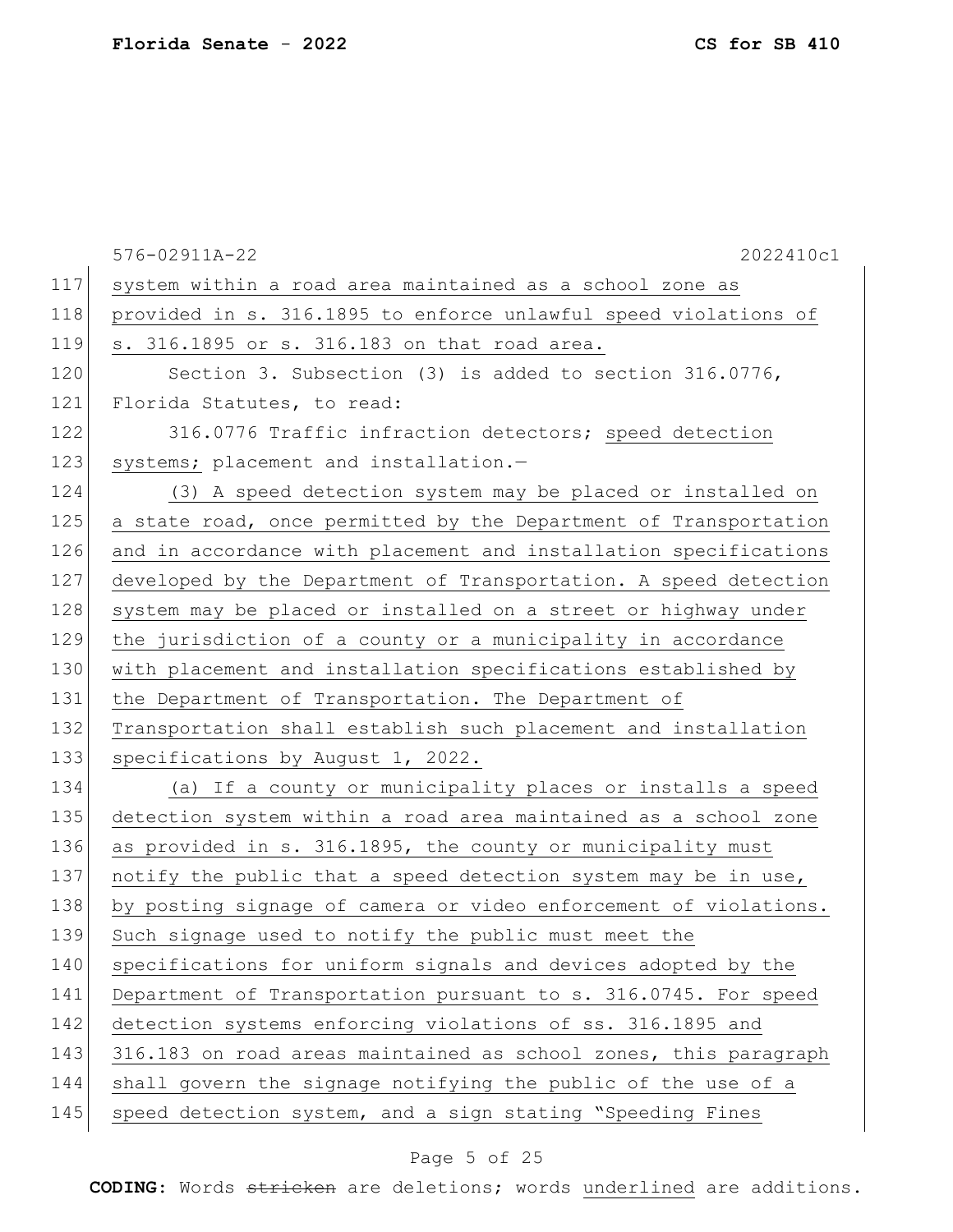system within a road area maintained as a school zone as provided in s. 316.1895 to enforce unlawful speed violations of s. 316.1895 or s. 316.183 on that road area.

Section 3. Subsection (3) is added to section 316.0776, Florida Statutes, to read:

316.0776 Traffic infraction detectors; speed detection systems; placement and installation.—

(3) A speed detection system may be placed or installed on a state road, once permitted by the Department of Transportation and in accordance with placement and installation specifications developed by the Department of Transportation. A speed detection system may be placed or installed on a street or highway under the jurisdiction of a county or a municipality in accordance with placement and installation specifications established by the Department of Transportation. The Department of Transportation shall establish such placement and installation specifications by August 1, 2022.

(a) If a county or municipality places or installs a speed detection system within a road area maintained as a school zone as provided in s. 316.1895, the county or municipality must notify the public that a speed detection system may be in use, by posting signage of camera or video enforcement of violations. Such signage used to notify the public must meet the specifications for uniform signals and devices adopted by the Department of Transportation pursuant to s. 316.0745. For speed detection systems enforcing violations of ss. 316.1895 and 316.183 on road areas maintained as school zones, this paragraph shall govern the signage notifying the public of the use of a speed detection system, and a sign stating "Speeding Fines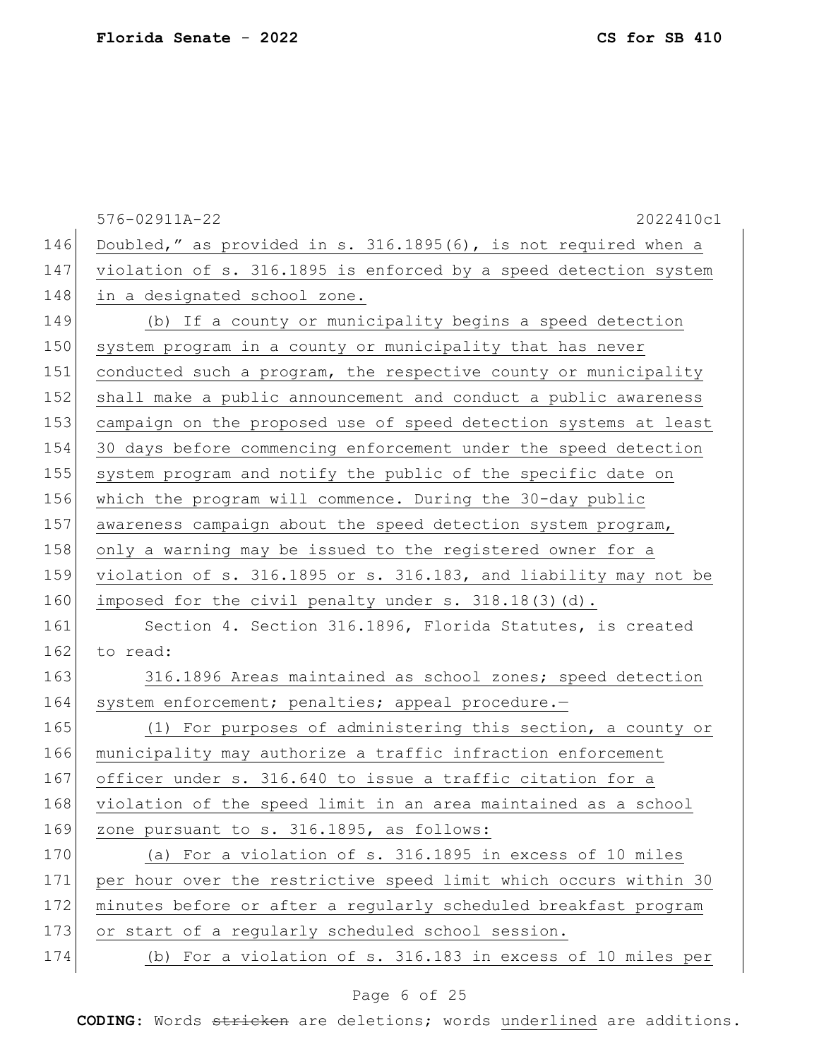Doubled," as provided in s. 316.1895(6), is not required when a violation of s. 316.1895 is enforced by a speed detection system in a designated school zone.

(b) If a county or municipality begins a speed detection system program in a county or municipality that has never conducted such a program, the respective county or municipality shall make a public announcement and conduct a public awareness campaign on the proposed use of speed detection systems at least 30 days before commencing enforcement under the speed detection system program and notify the public of the specific date on which the program will commence. During the 30-day public awareness campaign about the speed detection system program, only a warning may be issued to the registered owner for a violation of s. 316.1895 or s. 316.183, and liability may not be imposed for the civil penalty under s. 318.18(3)(d).

Section 4. Section 316.1896, Florida Statutes, is created to read:

316.1896 Areas maintained as school zones; speed detection system enforcement; penalties; appeal procedure.—

(1) For purposes of administering this section, a county or municipality may authorize a traffic infraction enforcement officer under s. 316.640 to issue a traffic citation for a violation of the speed limit in an area maintained as a school zone pursuant to s. 316.1895, as follows:

(a) For a violation of s. 316.1895 in excess of 10 miles per hour over the restrictive speed limit which occurs within 30 minutes before or after a regularly scheduled breakfast program or start of a regularly scheduled school session.

(b) For a violation of s. 316.183 in excess of 10 miles per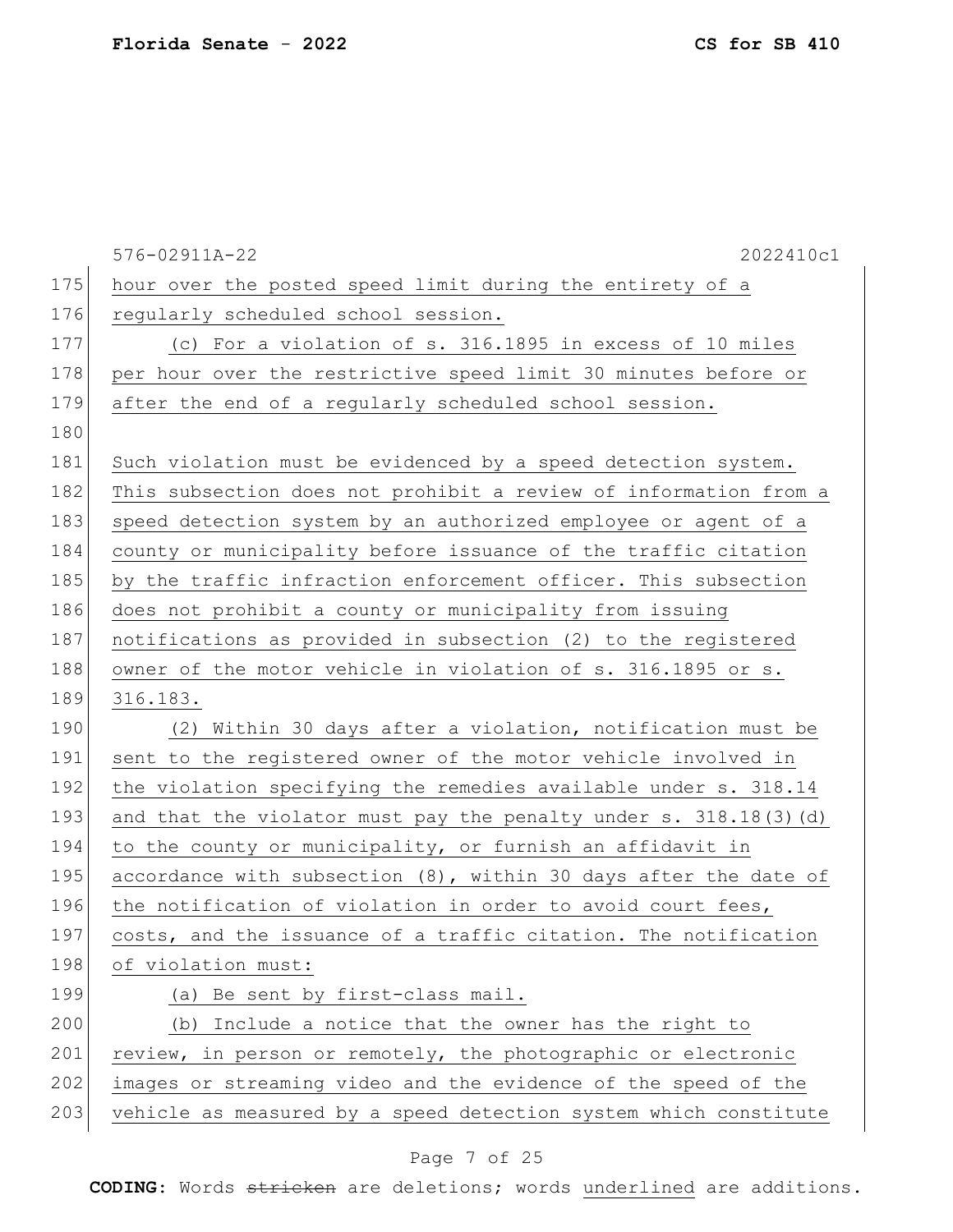hour over the posted speed limit during the entirety of a regularly scheduled school session.

(c) For a violation of s. 316.1895 in excess of 10 miles per hour over the restrictive speed limit 30 minutes before or after the end of a regularly scheduled school session.

Such violation must be evidenced by a speed detection system. This subsection does not prohibit a review of information from a speed detection system by an authorized employee or agent of a county or municipality before issuance of the traffic citation by the traffic infraction enforcement officer. This subsection does not prohibit a county or municipality from issuing notifications as provided in subsection (2) to the registered owner of the motor vehicle in violation of s. 316.1895 or s. 316.183.

(2) Within 30 days after a violation, notification must be sent to the registered owner of the motor vehicle involved in the violation specifying the remedies available under s. 318.14 and that the violator must pay the penalty under s. 318.18(3)(d) to the county or municipality, or furnish an affidavit in accordance with subsection (8), within 30 days after the date of the notification of violation in order to avoid court fees, costs, and the issuance of a traffic citation. The notification of violation must:

(a) Be sent by first-class mail.

(b) Include a notice that the owner has the right to review, in person or remotely, the photographic or electronic images or streaming video and the evidence of the speed of the vehicle as measured by a speed detection system which constitute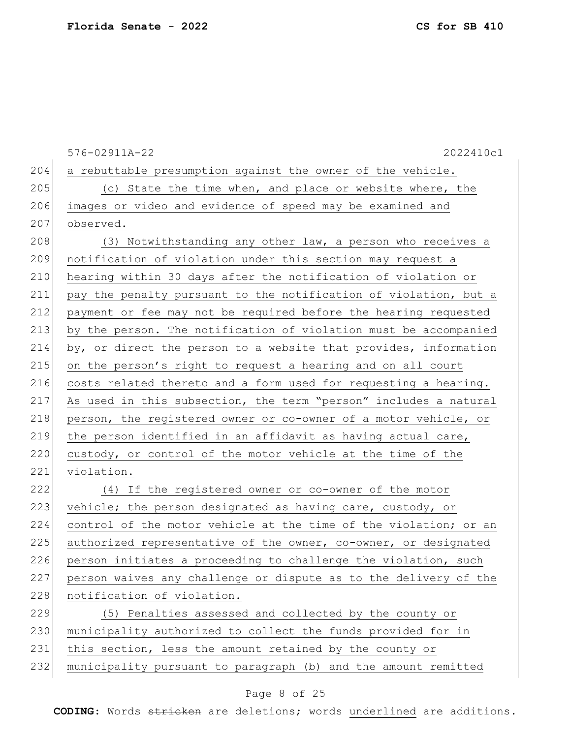a rebuttable presumption against the owner of the vehicle.

(c) State the time when, and place or website where, the images or video and evidence of speed may be examined and observed.

(3) Notwithstanding any other law, a person who receives a notification of violation under this section may request a hearing within 30 days after the notification of violation or pay the penalty pursuant to the notification of violation, but a payment or fee may not be required before the hearing requested by the person. The notification of violation must be accompanied by, or direct the person to a website that provides, information on the person's right to request a hearing and on all court costs related thereto and a form used for requesting a hearing. As used in this subsection, the term "person" includes a natural person, the registered owner or co-owner of a motor vehicle, or the person identified in an affidavit as having actual care, custody, or control of the motor vehicle at the time of the violation.

(4) If the registered owner or co-owner of the motor vehicle; the person designated as having care, custody, or control of the motor vehicle at the time of the violation; or an authorized representative of the owner, co-owner, or designated person initiates a proceeding to challenge the violation, such person waives any challenge or dispute as to the delivery of the notification of violation.

(5) Penalties assessed and collected by the county or municipality authorized to collect the funds provided for in this section, less the amount retained by the county or municipality pursuant to paragraph (b) and the amount remitted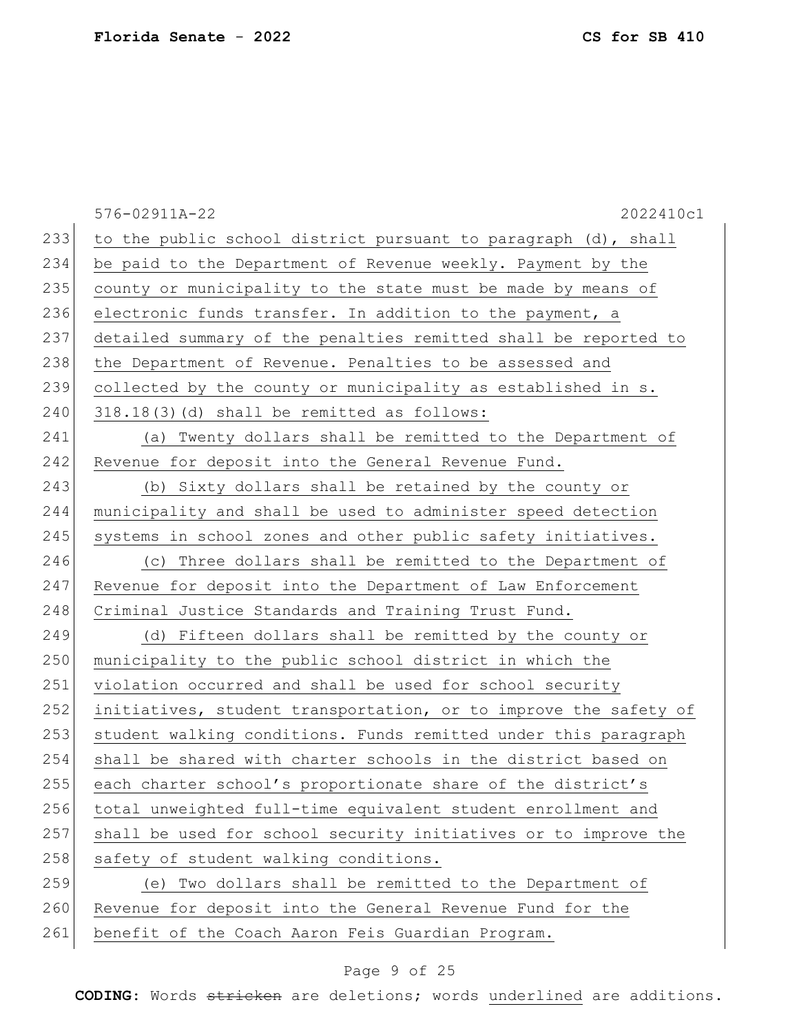576-02911A-22 2022410c1

to the public school district pursuant to paragraph (d), shall be paid to the Department of Revenue weekly. Payment by the county or municipality to the state must be made by means of electronic funds transfer. In addition to the payment, a detailed summary of the penalties remitted shall be reported to the Department of Revenue. Penalties to be assessed and collected by the county or municipality as established in s. 318.18(3)(d) shall be remitted as follows:

(a) Twenty dollars shall be remitted to the Department of Revenue for deposit into the General Revenue Fund.

(b) Sixty dollars shall be retained by the county or municipality and shall be used to administer speed detection systems in school zones and other public safety initiatives.

(c) Three dollars shall be remitted to the Department of Revenue for deposit into the Department of Law Enforcement Criminal Justice Standards and Training Trust Fund.

(d) Fifteen dollars shall be remitted by the county or municipality to the public school district in which the violation occurred and shall be used for school security initiatives, student transportation, or to improve the safety of student walking conditions. Funds remitted under this paragraph shall be shared with charter schools in the district based on each charter school's proportionate share of the district's total unweighted full-time equivalent student enrollment and shall be used for school security initiatives or to improve the safety of student walking conditions.

(e) Two dollars shall be remitted to the Department of Revenue for deposit into the General Revenue Fund for the benefit of the Coach Aaron Feis Guardian Program.

**CODING:** Words ~~stricken~~ are deletions; words underlined are additions.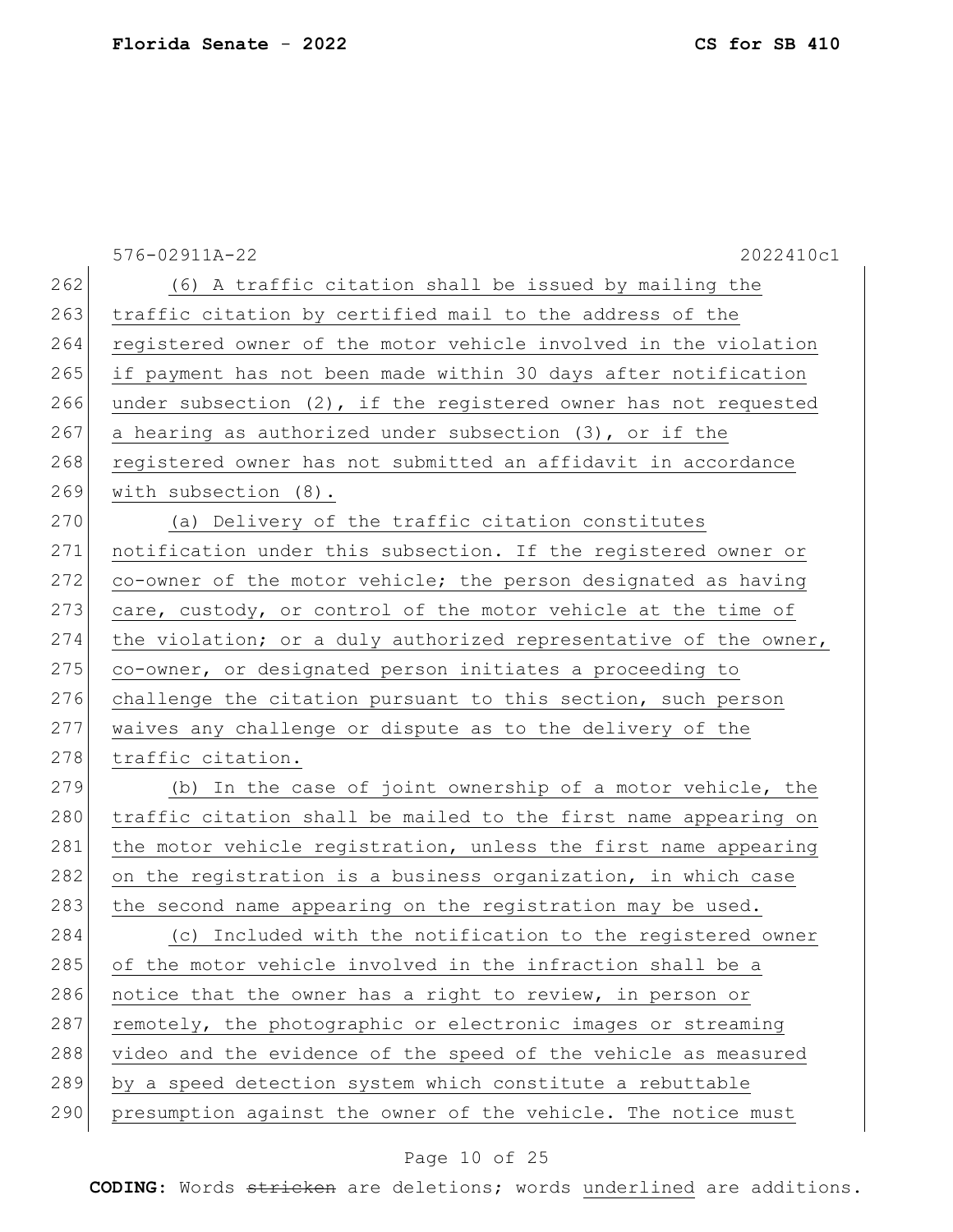(6) A traffic citation shall be issued by mailing the traffic citation by certified mail to the address of the registered owner of the motor vehicle involved in the violation if payment has not been made within 30 days after notification under subsection (2), if the registered owner has not requested a hearing as authorized under subsection (3), or if the registered owner has not submitted an affidavit in accordance with subsection (8).

(a) Delivery of the traffic citation constitutes notification under this subsection. If the registered owner or co-owner of the motor vehicle; the person designated as having care, custody, or control of the motor vehicle at the time of the violation; or a duly authorized representative of the owner, co-owner, or designated person initiates a proceeding to challenge the citation pursuant to this section, such person waives any challenge or dispute as to the delivery of the traffic citation.

(b) In the case of joint ownership of a motor vehicle, the traffic citation shall be mailed to the first name appearing on the motor vehicle registration, unless the first name appearing on the registration is a business organization, in which case the second name appearing on the registration may be used.

(c) Included with the notification to the registered owner of the motor vehicle involved in the infraction shall be a notice that the owner has a right to review, in person or remotely, the photographic or electronic images or streaming video and the evidence of the speed of the vehicle as measured by a speed detection system which constitute a rebuttable presumption against the owner of the vehicle. The notice must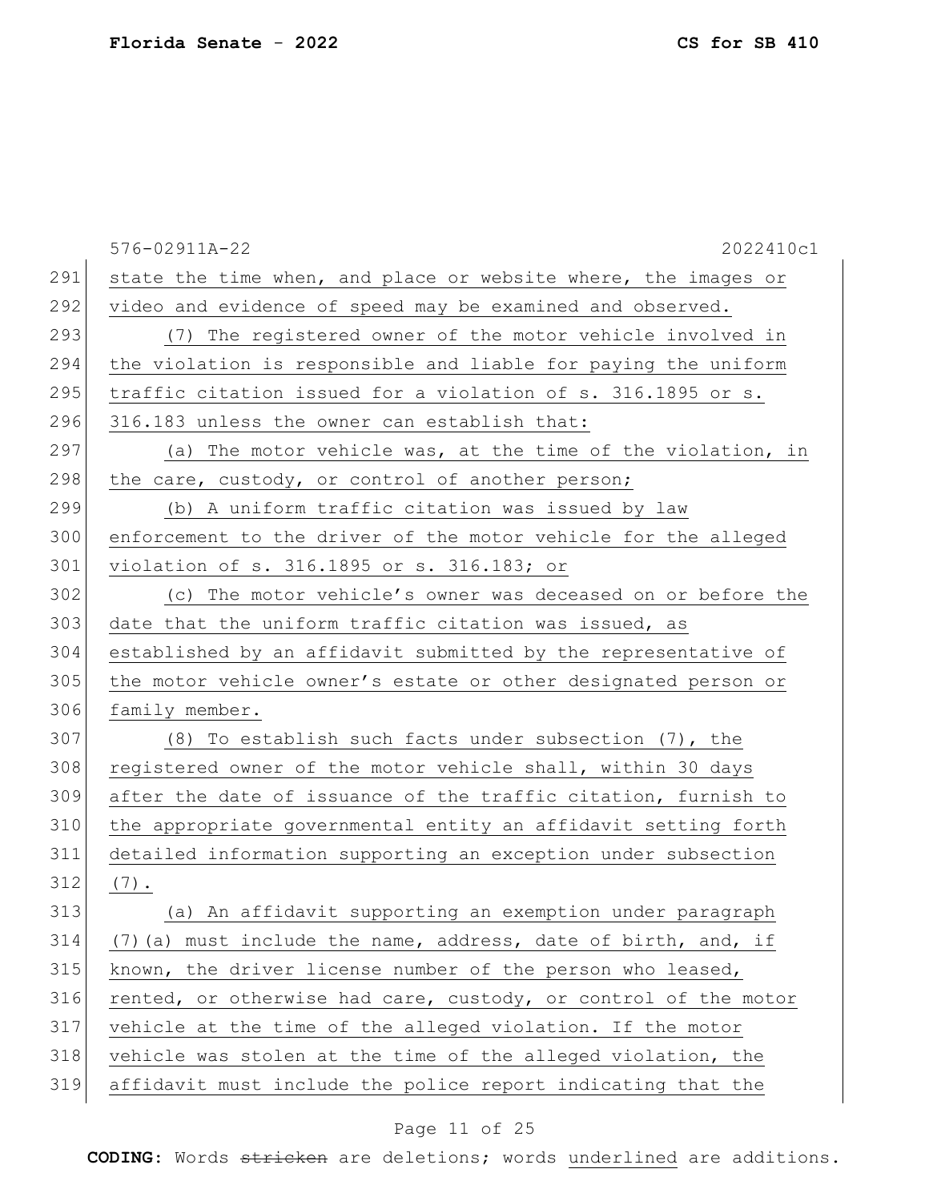state the time when, and place or website where, the images or video and evidence of speed may be examined and observed.

(7) The registered owner of the motor vehicle involved in the violation is responsible and liable for paying the uniform traffic citation issued for a violation of s. 316.1895 or s. 316.183 unless the owner can establish that:

(a) The motor vehicle was, at the time of the violation, in the care, custody, or control of another person;

(b) A uniform traffic citation was issued by law enforcement to the driver of the motor vehicle for the alleged violation of s. 316.1895 or s. 316.183; or

(c) The motor vehicle's owner was deceased on or before the date that the uniform traffic citation was issued, as established by an affidavit submitted by the representative of the motor vehicle owner's estate or other designated person or family member.

(8) To establish such facts under subsection (7), the registered owner of the motor vehicle shall, within 30 days after the date of issuance of the traffic citation, furnish to the appropriate governmental entity an affidavit setting forth detailed information supporting an exception under subsection (7).

(a) An affidavit supporting an exemption under paragraph (7)(a) must include the name, address, date of birth, and, if known, the driver license number of the person who leased, rented, or otherwise had care, custody, or control of the motor vehicle at the time of the alleged violation. If the motor vehicle was stolen at the time of the alleged violation, the affidavit must include the police report indicating that the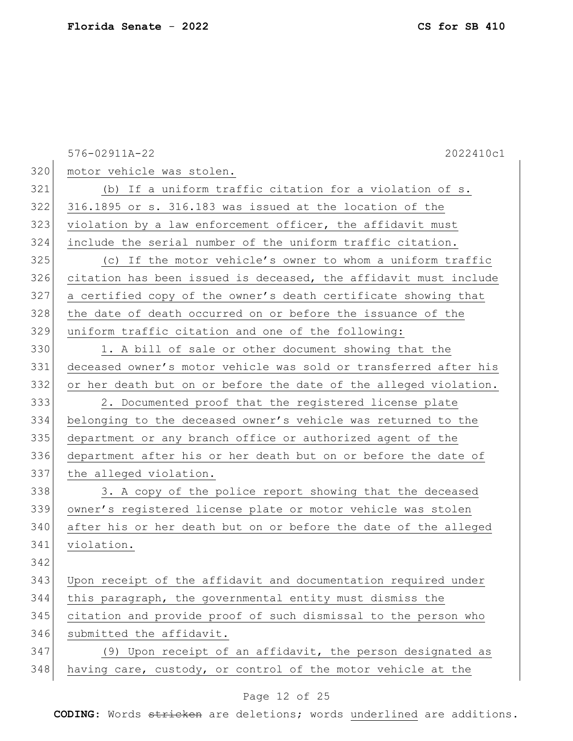motor vehicle was stolen.

(b) If a uniform traffic citation for a violation of s. 316.1895 or s. 316.183 was issued at the location of the violation by a law enforcement officer, the affidavit must include the serial number of the uniform traffic citation.

(c) If the motor vehicle's owner to whom a uniform traffic citation has been issued is deceased, the affidavit must include a certified copy of the owner's death certificate showing that the date of death occurred on or before the issuance of the uniform traffic citation and one of the following:

1. A bill of sale or other document showing that the deceased owner's motor vehicle was sold or transferred after his or her death but on or before the date of the alleged violation.

2. Documented proof that the registered license plate belonging to the deceased owner's vehicle was returned to the department or any branch office or authorized agent of the department after his or her death but on or before the date of the alleged violation.

3. A copy of the police report showing that the deceased owner's registered license plate or motor vehicle was stolen after his or her death but on or before the date of the alleged violation.

Upon receipt of the affidavit and documentation required under this paragraph, the governmental entity must dismiss the citation and provide proof of such dismissal to the person who submitted the affidavit.

(9) Upon receipt of an affidavit, the person designated as having care, custody, or control of the motor vehicle at the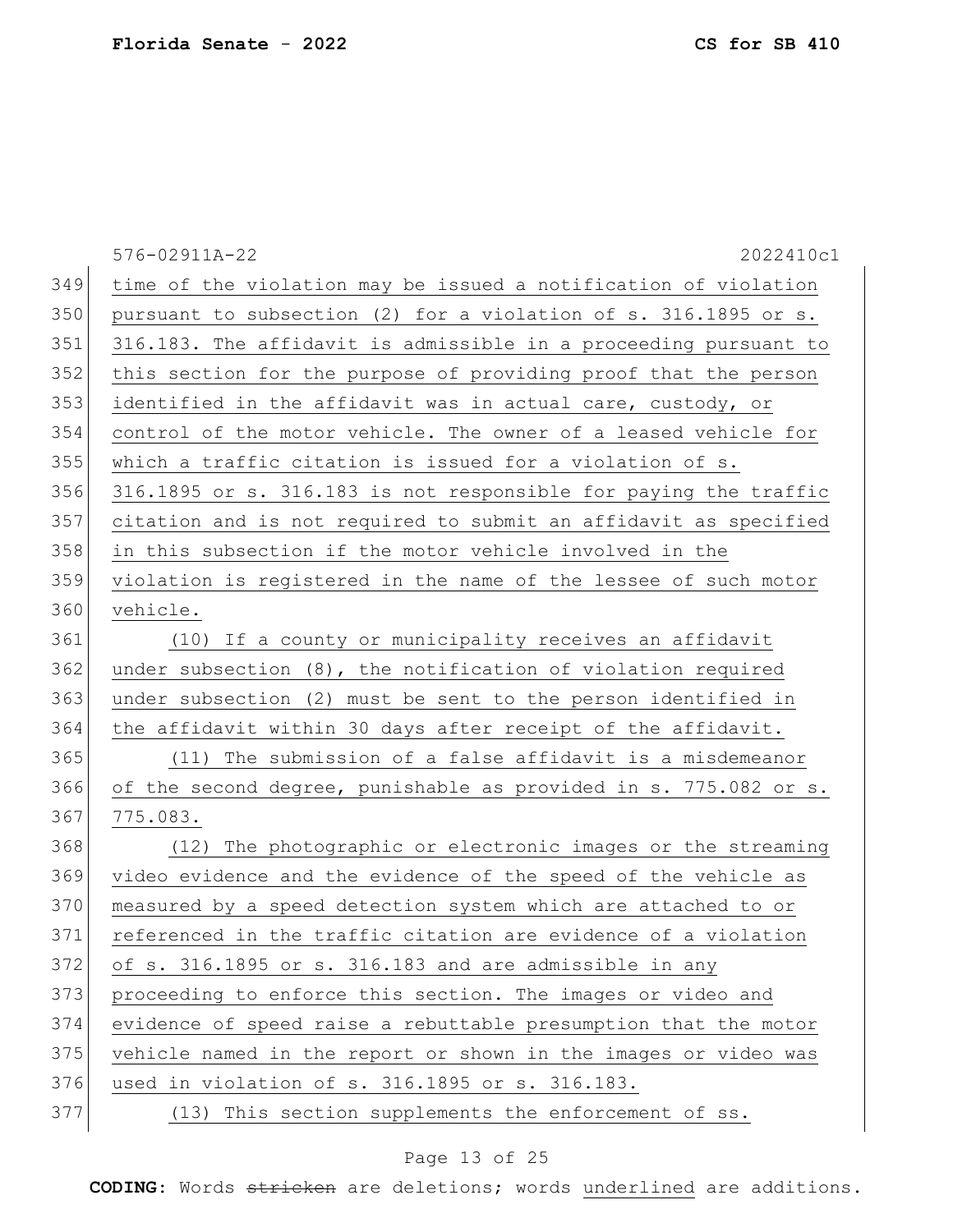time of the violation may be issued a notification of violation pursuant to subsection (2) for a violation of s. 316.1895 or s. 316.183. The affidavit is admissible in a proceeding pursuant to this section for the purpose of providing proof that the person identified in the affidavit was in actual care, custody, or control of the motor vehicle. The owner of a leased vehicle for which a traffic citation is issued for a violation of s. 316.1895 or s. 316.183 is not responsible for paying the traffic citation and is not required to submit an affidavit as specified in this subsection if the motor vehicle involved in the violation is registered in the name of the lessee of such motor vehicle.

(10) If a county or municipality receives an affidavit under subsection (8), the notification of violation required under subsection (2) must be sent to the person identified in the affidavit within 30 days after receipt of the affidavit.

(11) The submission of a false affidavit is a misdemeanor of the second degree, punishable as provided in s. 775.082 or s. 775.083.

(12) The photographic or electronic images or the streaming video evidence and the evidence of the speed of the vehicle as measured by a speed detection system which are attached to or referenced in the traffic citation are evidence of a violation of s. 316.1895 or s. 316.183 and are admissible in any proceeding to enforce this section. The images or video and evidence of speed raise a rebuttable presumption that the motor vehicle named in the report or shown in the images or video was used in violation of s. 316.1895 or s. 316.183.

(13) This section supplements the enforcement of ss.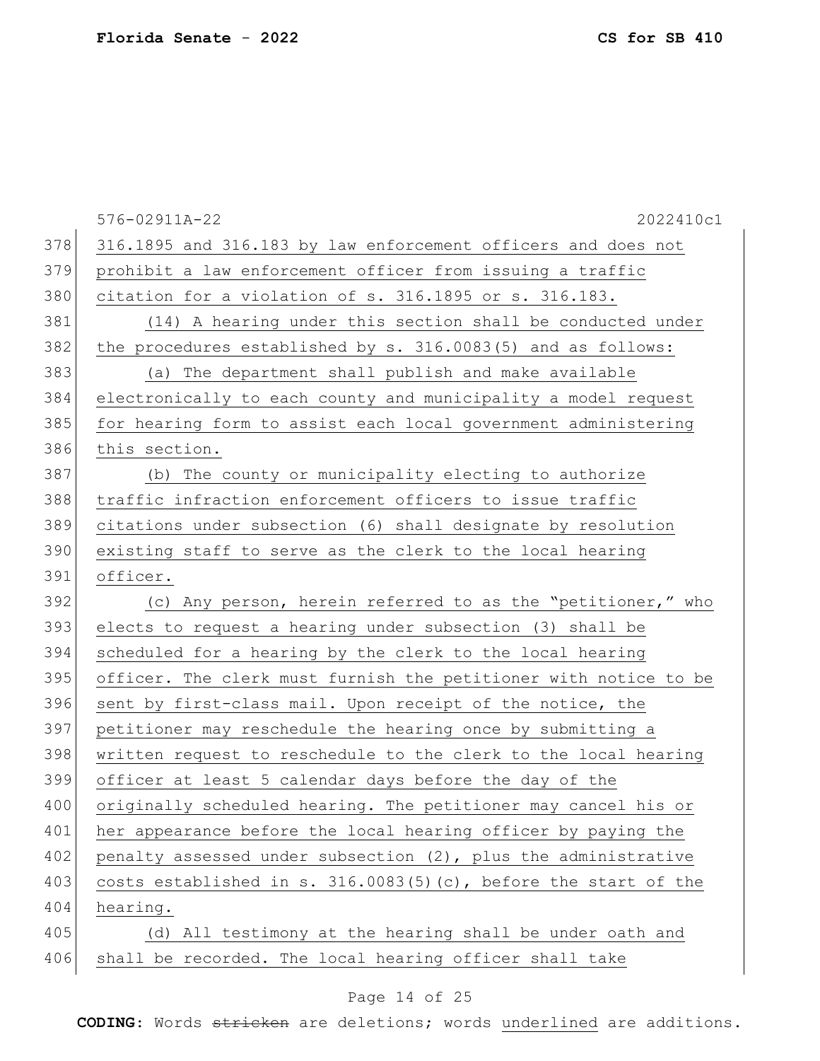316.1895 and 316.183 by law enforcement officers and does not prohibit a law enforcement officer from issuing a traffic citation for a violation of s. 316.1895 or s. 316.183.

(14) A hearing under this section shall be conducted under the procedures established by s. 316.0083(5) and as follows:

(a) The department shall publish and make available electronically to each county and municipality a model request for hearing form to assist each local government administering this section.

(b) The county or municipality electing to authorize traffic infraction enforcement officers to issue traffic citations under subsection (6) shall designate by resolution existing staff to serve as the clerk to the local hearing officer.

(c) Any person, herein referred to as the "petitioner," who elects to request a hearing under subsection (3) shall be scheduled for a hearing by the clerk to the local hearing officer. The clerk must furnish the petitioner with notice to be sent by first-class mail. Upon receipt of the notice, the petitioner may reschedule the hearing once by submitting a written request to reschedule to the clerk to the local hearing officer at least 5 calendar days before the day of the originally scheduled hearing. The petitioner may cancel his or her appearance before the local hearing officer by paying the penalty assessed under subsection (2), plus the administrative costs established in s. 316.0083(5)(c), before the start of the hearing.

(d) All testimony at the hearing shall be under oath and shall be recorded. The local hearing officer shall take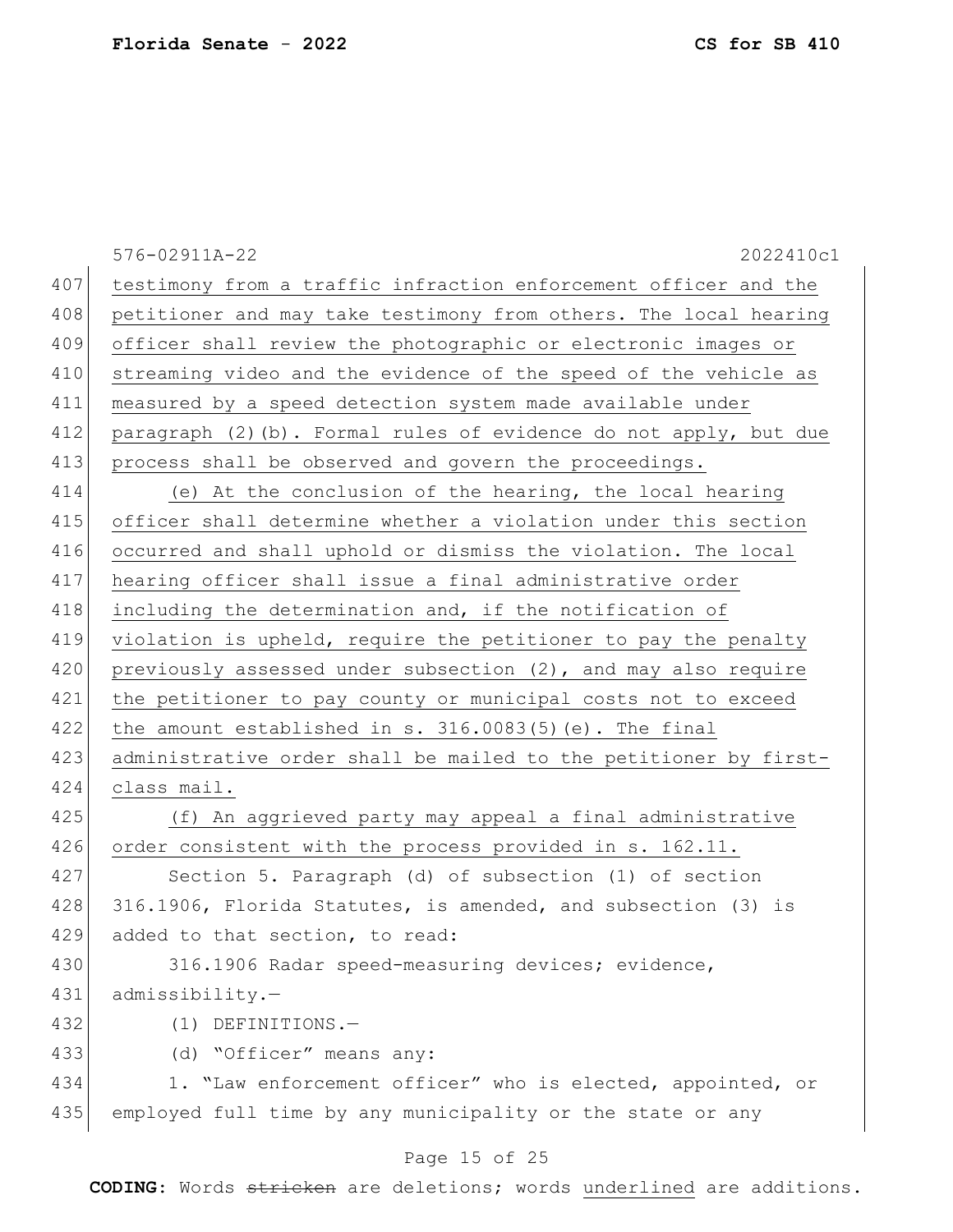testimony from a traffic infraction enforcement officer and the petitioner and may take testimony from others. The local hearing officer shall review the photographic or electronic images or streaming video and the evidence of the speed of the vehicle as measured by a speed detection system made available under paragraph (2)(b). Formal rules of evidence do not apply, but due process shall be observed and govern the proceedings.

(e) At the conclusion of the hearing, the local hearing officer shall determine whether a violation under this section occurred and shall uphold or dismiss the violation. The local hearing officer shall issue a final administrative order including the determination and, if the notification of violation is upheld, require the petitioner to pay the penalty previously assessed under subsection (2), and may also require the petitioner to pay county or municipal costs not to exceed the amount established in s. 316.0083(5)(e). The final administrative order shall be mailed to the petitioner by first-class mail.

(f) An aggrieved party may appeal a final administrative order consistent with the process provided in s. 162.11.

Section 5. Paragraph (d) of subsection (1) of section 316.1906, Florida Statutes, is amended, and subsection (3) is added to that section, to read:

316.1906 Radar speed-measuring devices; evidence, admissibility.—

(1) DEFINITIONS.—

(d) "Officer" means any:

1. "Law enforcement officer" who is elected, appointed, or employed full time by any municipality or the state or any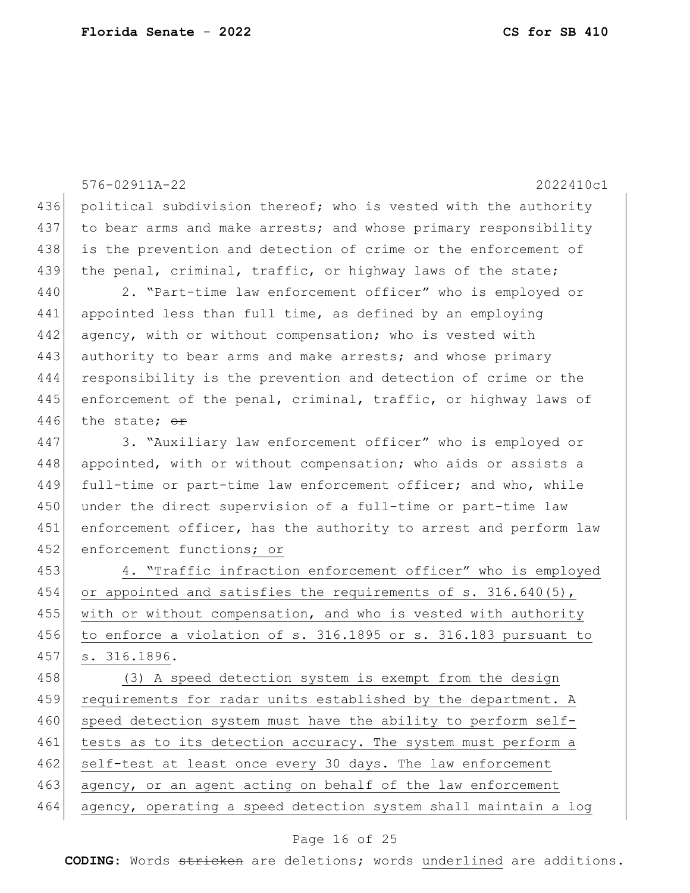political subdivision thereof; who is vested with the authority to bear arms and make arrests; and whose primary responsibility is the prevention and detection of crime or the enforcement of the penal, criminal, traffic, or highway laws of the state;

2. "Part-time law enforcement officer" who is employed or appointed less than full time, as defined by an employing agency, with or without compensation; who is vested with authority to bear arms and make arrests; and whose primary responsibility is the prevention and detection of crime or the enforcement of the penal, criminal, traffic, or highway laws of the state; ~~or~~

3. "Auxiliary law enforcement officer" who is employed or appointed, with or without compensation; who aids or assists a full-time or part-time law enforcement officer; and who, while under the direct supervision of a full-time or part-time law enforcement officer, has the authority to arrest and perform law enforcement functions<u>; or</u>

<u>4. "Traffic infraction enforcement officer" who is employed or appointed and satisfies the requirements of s. 316.640(5), with or without compensation, and who is vested with authority to enforce a violation of s. 316.1895 or s. 316.183 pursuant to s. 316.1896</u>.

<u>(3) A speed detection system is exempt from the design requirements for radar units established by the department. A speed detection system must have the ability to perform self-tests as to its detection accuracy. The system must perform a self-test at least once every 30 days. The law enforcement agency, or an agent acting on behalf of the law enforcement agency, operating a speed detection system shall maintain a log</u>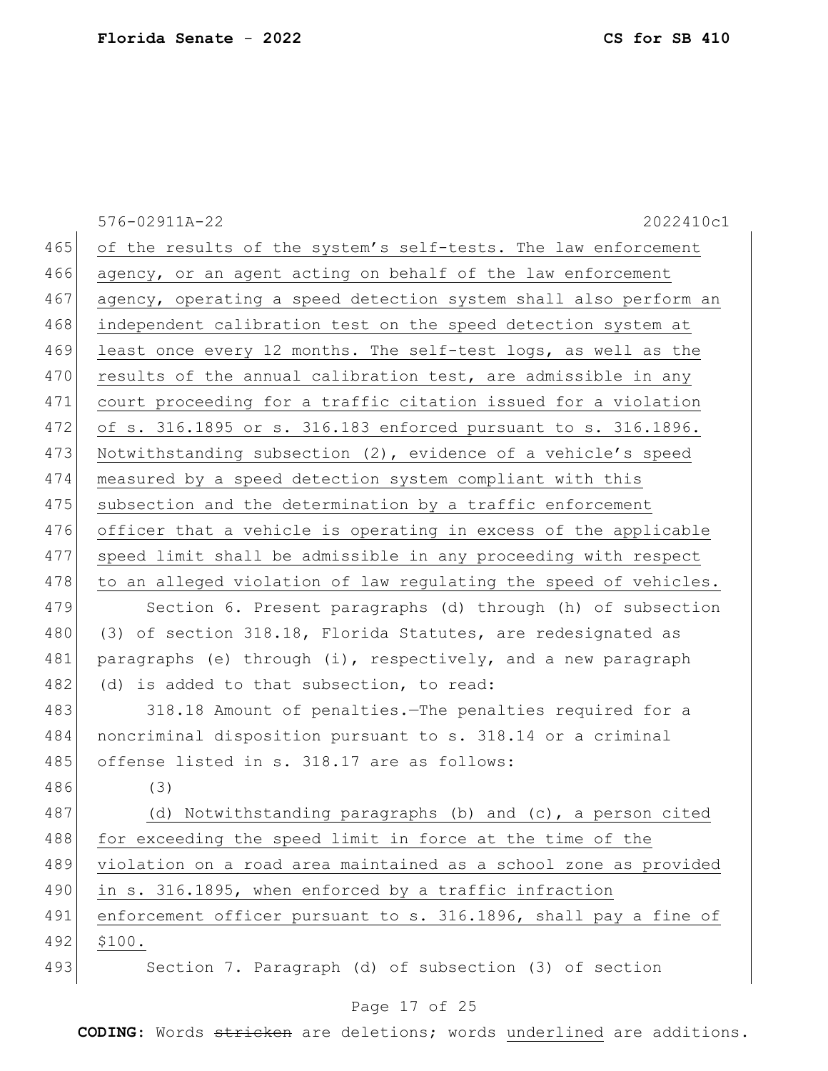of the results of the system's self-tests. The law enforcement agency, or an agent acting on behalf of the law enforcement agency, operating a speed detection system shall also perform an independent calibration test on the speed detection system at least once every 12 months. The self-test logs, as well as the results of the annual calibration test, are admissible in any court proceeding for a traffic citation issued for a violation of s. 316.1895 or s. 316.183 enforced pursuant to s. 316.1896. Notwithstanding subsection (2), evidence of a vehicle's speed measured by a speed detection system compliant with this subsection and the determination by a traffic enforcement officer that a vehicle is operating in excess of the applicable speed limit shall be admissible in any proceeding with respect to an alleged violation of law regulating the speed of vehicles.

Section 6. Present paragraphs (d) through (h) of subsection (3) of section 318.18, Florida Statutes, are redesignated as paragraphs (e) through (i), respectively, and a new paragraph (d) is added to that subsection, to read:

318.18 Amount of penalties.—The penalties required for a noncriminal disposition pursuant to s. 318.14 or a criminal offense listed in s. 318.17 are as follows:

(3)

(d) Notwithstanding paragraphs (b) and (c), a person cited for exceeding the speed limit in force at the time of the violation on a road area maintained as a school zone as provided in s. 316.1895, when enforced by a traffic infraction enforcement officer pursuant to s. 316.1896, shall pay a fine of $100.

Section 7. Paragraph (d) of subsection (3) of section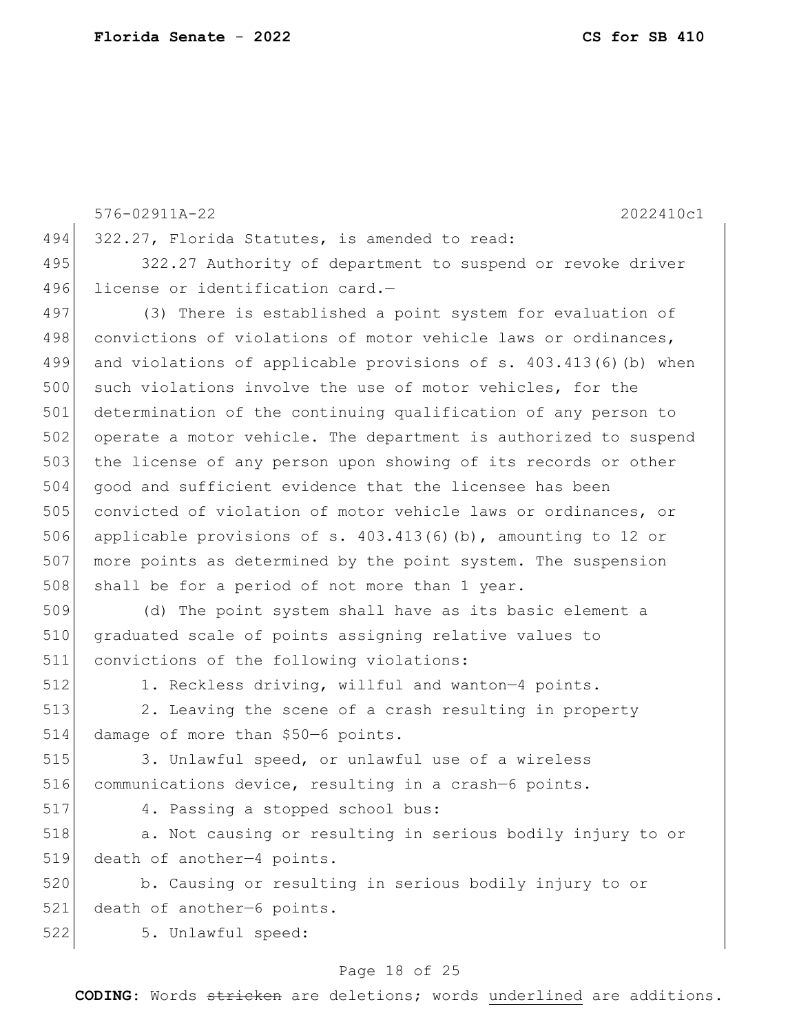322.27, Florida Statutes, is amended to read:

322.27 Authority of department to suspend or revoke driver license or identification card.—

(3) There is established a point system for evaluation of convictions of violations of motor vehicle laws or ordinances, and violations of applicable provisions of s. 403.413(6)(b) when such violations involve the use of motor vehicles, for the determination of the continuing qualification of any person to operate a motor vehicle. The department is authorized to suspend the license of any person upon showing of its records or other good and sufficient evidence that the licensee has been convicted of violation of motor vehicle laws or ordinances, or applicable provisions of s. 403.413(6)(b), amounting to 12 or more points as determined by the point system. The suspension shall be for a period of not more than 1 year.

(d) The point system shall have as its basic element a graduated scale of points assigning relative values to convictions of the following violations:

1. Reckless driving, willful and wanton—4 points.

2. Leaving the scene of a crash resulting in property damage of more than $50—6 points.

3. Unlawful speed, or unlawful use of a wireless communications device, resulting in a crash—6 points.

4. Passing a stopped school bus:

a. Not causing or resulting in serious bodily injury to or death of another—4 points.

b. Causing or resulting in serious bodily injury to or death of another—6 points.

5. Unlawful speed: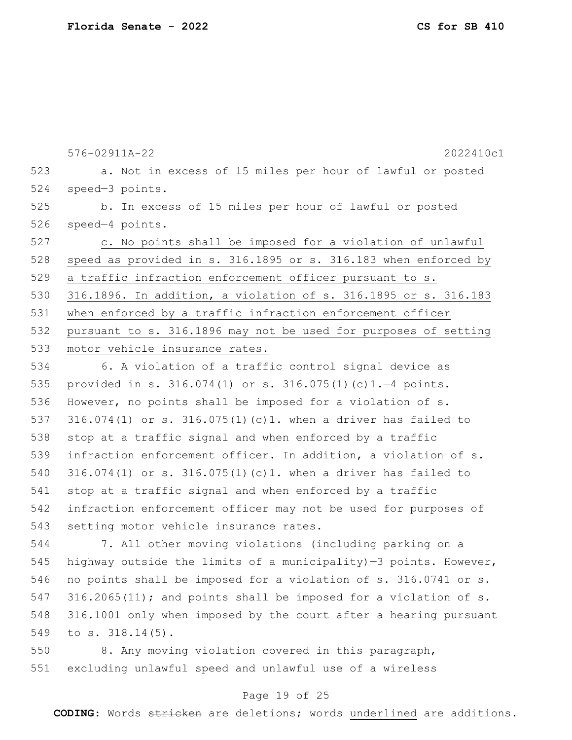a. Not in excess of 15 miles per hour of lawful or posted speed—3 points.

b. In excess of 15 miles per hour of lawful or posted speed—4 points.

<u>c. No points shall be imposed for a violation of unlawful speed as provided in s. 316.1895 or s. 316.183 when enforced by a traffic infraction enforcement officer pursuant to s. 316.1896. In addition, a violation of s. 316.1895 or s. 316.183 when enforced by a traffic infraction enforcement officer pursuant to s. 316.1896 may not be used for purposes of setting motor vehicle insurance rates.</u>

6. A violation of a traffic control signal device as provided in s. 316.074(1) or s. 316.075(1)(c)1.—4 points. However, no points shall be imposed for a violation of s. 316.074(1) or s. 316.075(1)(c)1. when a driver has failed to stop at a traffic signal and when enforced by a traffic infraction enforcement officer. In addition, a violation of s. 316.074(1) or s. 316.075(1)(c)1. when a driver has failed to stop at a traffic signal and when enforced by a traffic infraction enforcement officer may not be used for purposes of setting motor vehicle insurance rates.

7. All other moving violations (including parking on a highway outside the limits of a municipality)—3 points. However, no points shall be imposed for a violation of s. 316.0741 or s. 316.2065(11); and points shall be imposed for a violation of s. 316.1001 only when imposed by the court after a hearing pursuant to s. 318.14(5).

8. Any moving violation covered in this paragraph, excluding unlawful speed and unlawful use of a wireless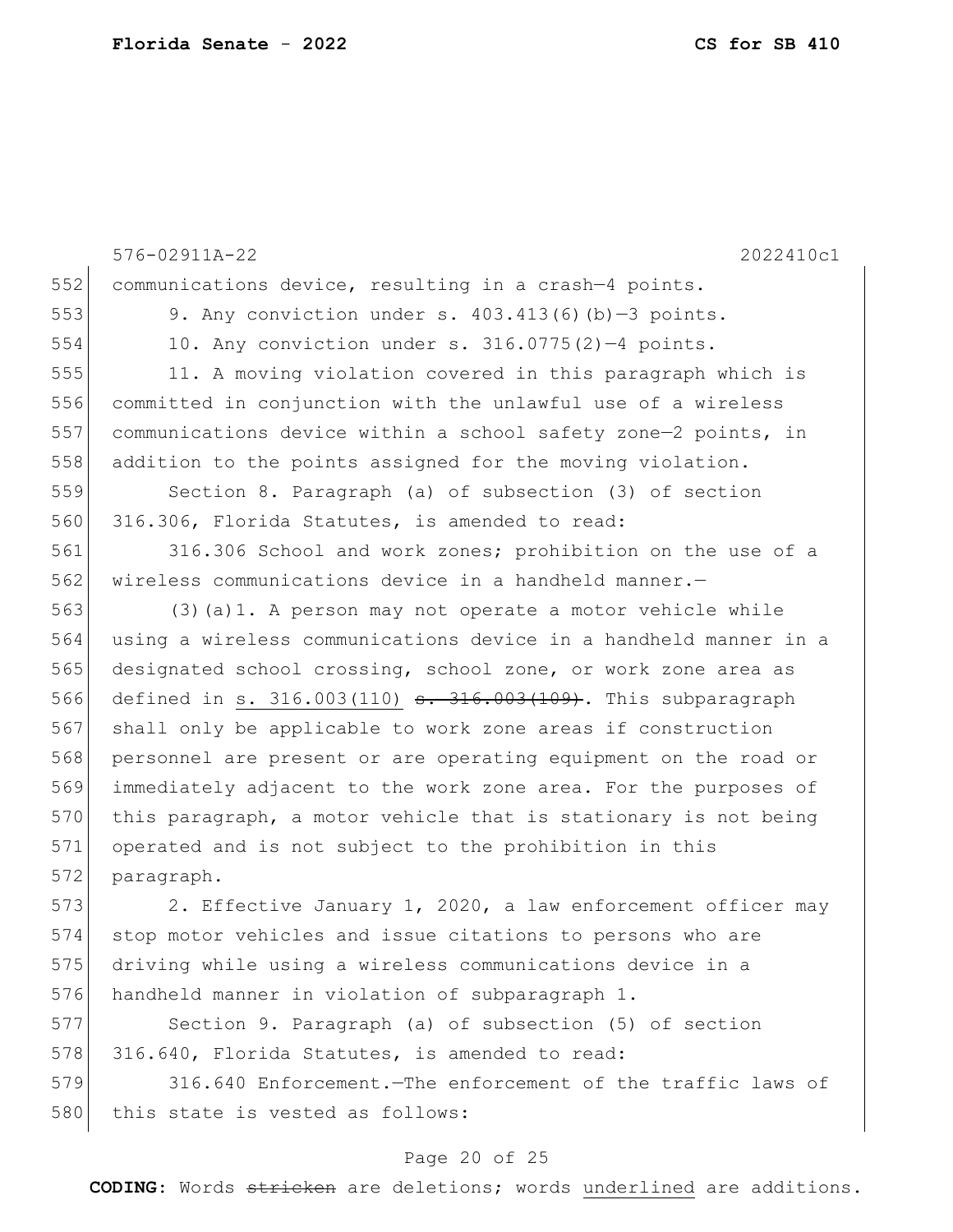communications device, resulting in a crash—4 points.

9. Any conviction under s. 403.413(6)(b)—3 points.

10. Any conviction under s. 316.0775(2)—4 points.

11. A moving violation covered in this paragraph which is committed in conjunction with the unlawful use of a wireless communications device within a school safety zone—2 points, in addition to the points assigned for the moving violation.

Section 8. Paragraph (a) of subsection (3) of section 316.306, Florida Statutes, is amended to read:

316.306 School and work zones; prohibition on the use of a wireless communications device in a handheld manner.—

(3)(a)1. A person may not operate a motor vehicle while using a wireless communications device in a handheld manner in a designated school crossing, school zone, or work zone area as defined in <u>s. 316.003(110)</u> ~~s. 316.003(109)~~. This subparagraph shall only be applicable to work zone areas if construction personnel are present or are operating equipment on the road or immediately adjacent to the work zone area. For the purposes of this paragraph, a motor vehicle that is stationary is not being operated and is not subject to the prohibition in this paragraph.

2. Effective January 1, 2020, a law enforcement officer may stop motor vehicles and issue citations to persons who are driving while using a wireless communications device in a handheld manner in violation of subparagraph 1.

Section 9. Paragraph (a) of subsection (5) of section 316.640, Florida Statutes, is amended to read:

316.640 Enforcement.—The enforcement of the traffic laws of this state is vested as follows: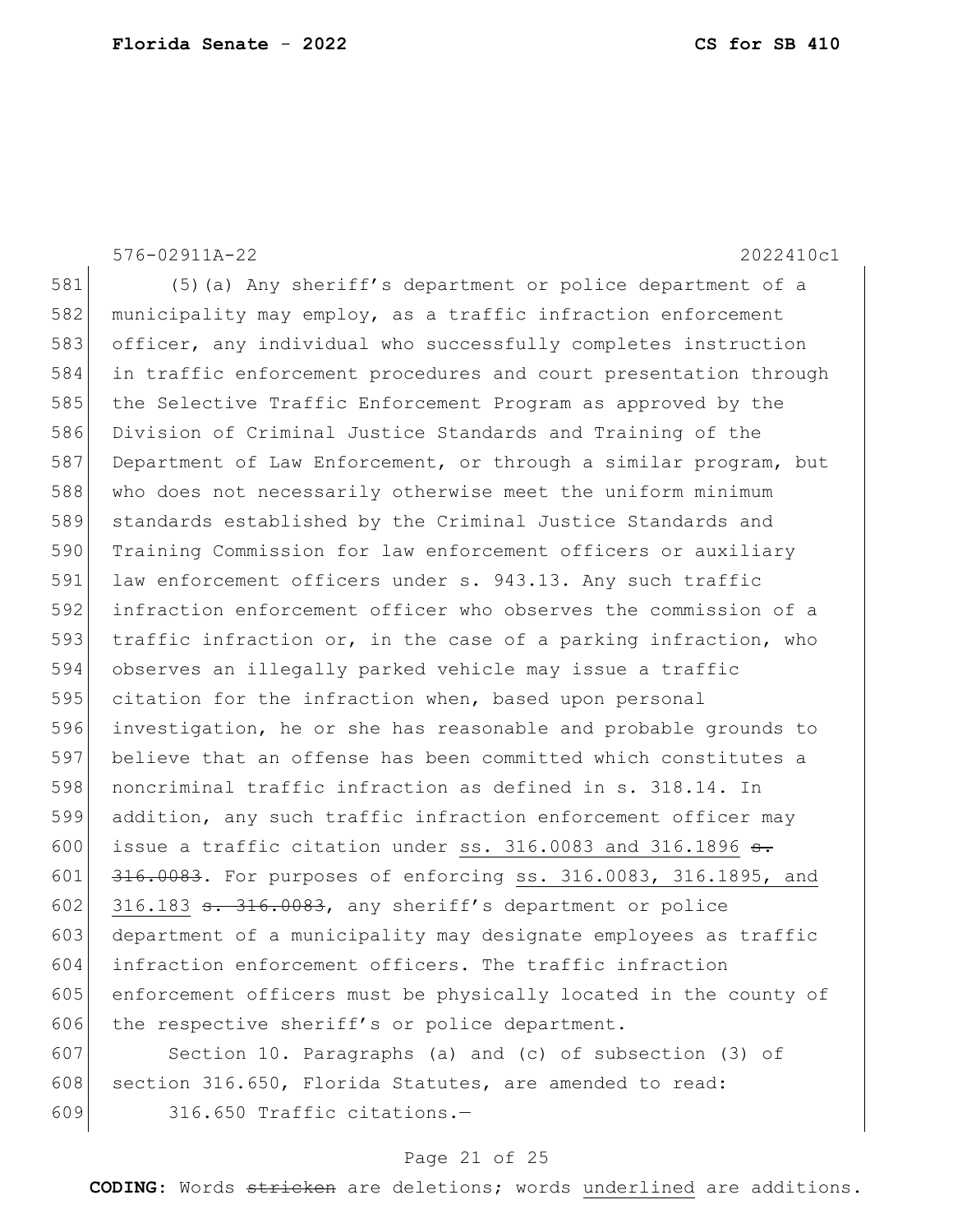(5)(a) Any sheriff's department or police department of a municipality may employ, as a traffic infraction enforcement officer, any individual who successfully completes instruction in traffic enforcement procedures and court presentation through the Selective Traffic Enforcement Program as approved by the Division of Criminal Justice Standards and Training of the Department of Law Enforcement, or through a similar program, but who does not necessarily otherwise meet the uniform minimum standards established by the Criminal Justice Standards and Training Commission for law enforcement officers or auxiliary law enforcement officers under s. 943.13. Any such traffic infraction enforcement officer who observes the commission of a traffic infraction or, in the case of a parking infraction, who observes an illegally parked vehicle may issue a traffic citation for the infraction when, based upon personal investigation, he or she has reasonable and probable grounds to believe that an offense has been committed which constitutes a noncriminal traffic infraction as defined in s. 318.14. In addition, any such traffic infraction enforcement officer may issue a traffic citation under <u>ss. 316.0083 and 316.1896</u> ~~s. 316.0083~~. For purposes of enforcing <u>ss. 316.0083, 316.1895, and 316.183</u> ~~s. 316.0083~~, any sheriff's department or police department of a municipality may designate employees as traffic infraction enforcement officers. The traffic infraction enforcement officers must be physically located in the county of the respective sheriff's or police department.

Section 10. Paragraphs (a) and (c) of subsection (3) of section 316.650, Florida Statutes, are amended to read:

316.650 Traffic citations.—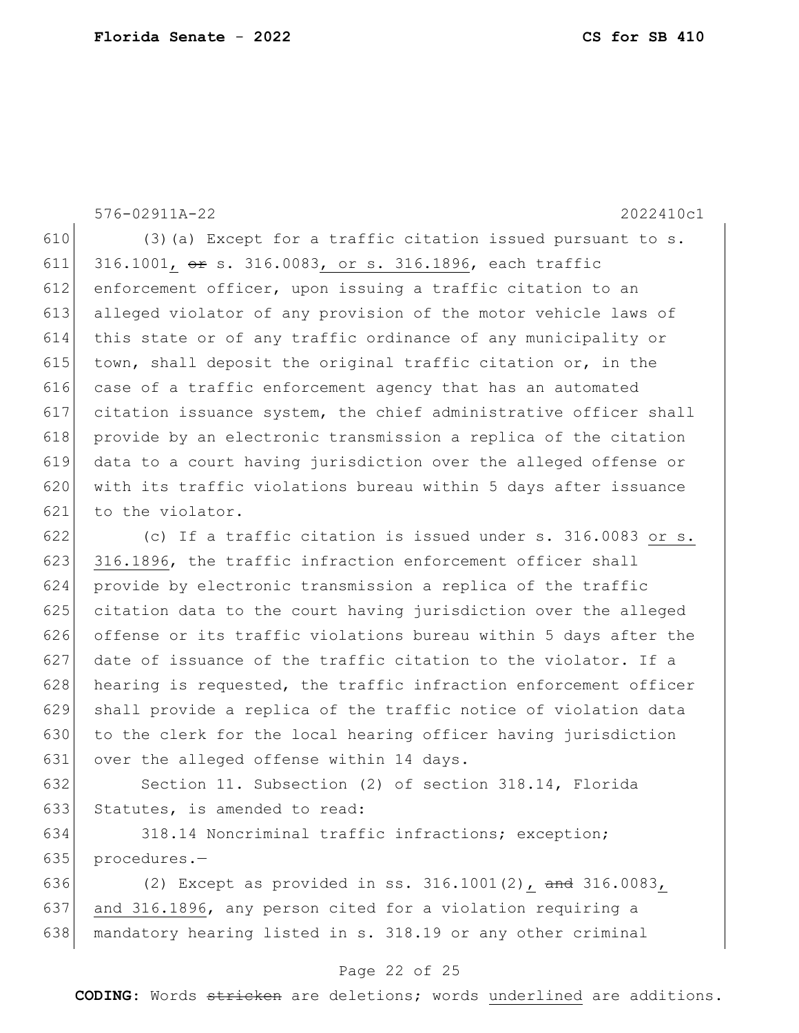576-02911A-22 2022410c1

(3)(a) Except for a traffic citation issued pursuant to s. 316.1001, ~~or~~ s. 316.0083, or s. 316.1896, each traffic enforcement officer, upon issuing a traffic citation to an alleged violator of any provision of the motor vehicle laws of this state or of any traffic ordinance of any municipality or town, shall deposit the original traffic citation or, in the case of a traffic enforcement agency that has an automated citation issuance system, the chief administrative officer shall provide by an electronic transmission a replica of the citation data to a court having jurisdiction over the alleged offense or with its traffic violations bureau within 5 days after issuance to the violator.

(c) If a traffic citation is issued under s. 316.0083 or s. 316.1896, the traffic infraction enforcement officer shall provide by electronic transmission a replica of the traffic citation data to the court having jurisdiction over the alleged offense or its traffic violations bureau within 5 days after the date of issuance of the traffic citation to the violator. If a hearing is requested, the traffic infraction enforcement officer shall provide a replica of the traffic notice of violation data to the clerk for the local hearing officer having jurisdiction over the alleged offense within 14 days.

Section 11. Subsection (2) of section 318.14, Florida Statutes, is amended to read:

318.14 Noncriminal traffic infractions; exception; procedures.—

(2) Except as provided in ss. 316.1001(2), ~~and~~ 316.0083, and 316.1896, any person cited for a violation requiring a mandatory hearing listed in s. 318.19 or any other criminal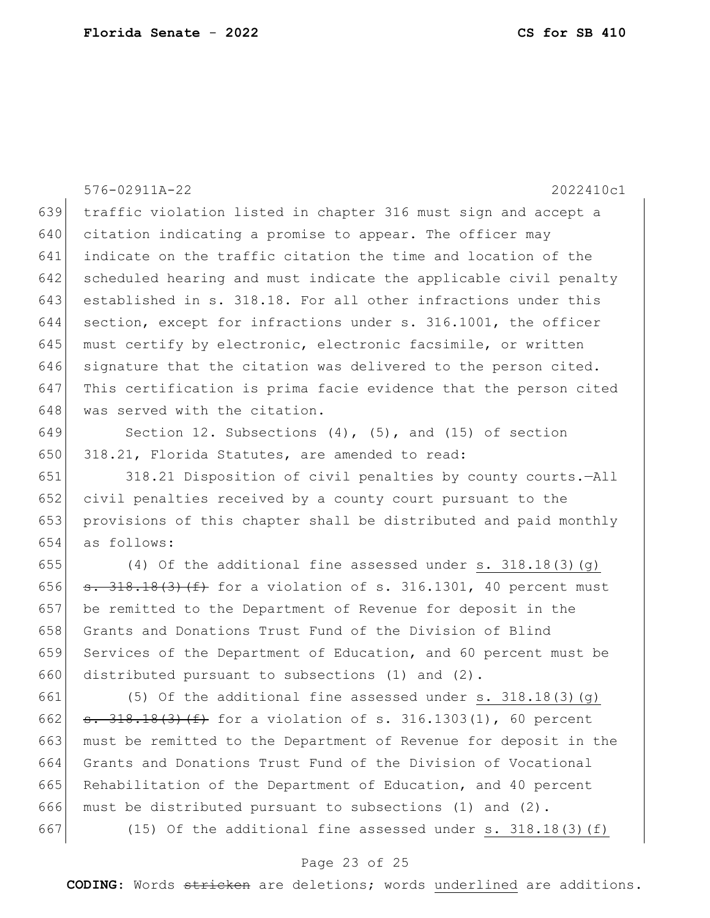traffic violation listed in chapter 316 must sign and accept a citation indicating a promise to appear. The officer may indicate on the traffic citation the time and location of the scheduled hearing and must indicate the applicable civil penalty established in s. 318.18. For all other infractions under this section, except for infractions under s. 316.1001, the officer must certify by electronic, electronic facsimile, or written signature that the citation was delivered to the person cited. This certification is prima facie evidence that the person cited was served with the citation.

Section 12. Subsections (4), (5), and (15) of section 318.21, Florida Statutes, are amended to read:

318.21 Disposition of civil penalties by county courts.—All civil penalties received by a county court pursuant to the provisions of this chapter shall be distributed and paid monthly as follows:

(4) Of the additional fine assessed under <u>s. 318.18(3)(g)</u> ~~s. 318.18(3)(f)~~ for a violation of s. 316.1301, 40 percent must be remitted to the Department of Revenue for deposit in the Grants and Donations Trust Fund of the Division of Blind Services of the Department of Education, and 60 percent must be distributed pursuant to subsections (1) and (2).

(5) Of the additional fine assessed under <u>s. 318.18(3)(g)</u> ~~s. 318.18(3)(f)~~ for a violation of s. 316.1303(1), 60 percent must be remitted to the Department of Revenue for deposit in the Grants and Donations Trust Fund of the Division of Vocational Rehabilitation of the Department of Education, and 40 percent must be distributed pursuant to subsections (1) and (2).

(15) Of the additional fine assessed under <u>s. 318.18(3)(f)</u>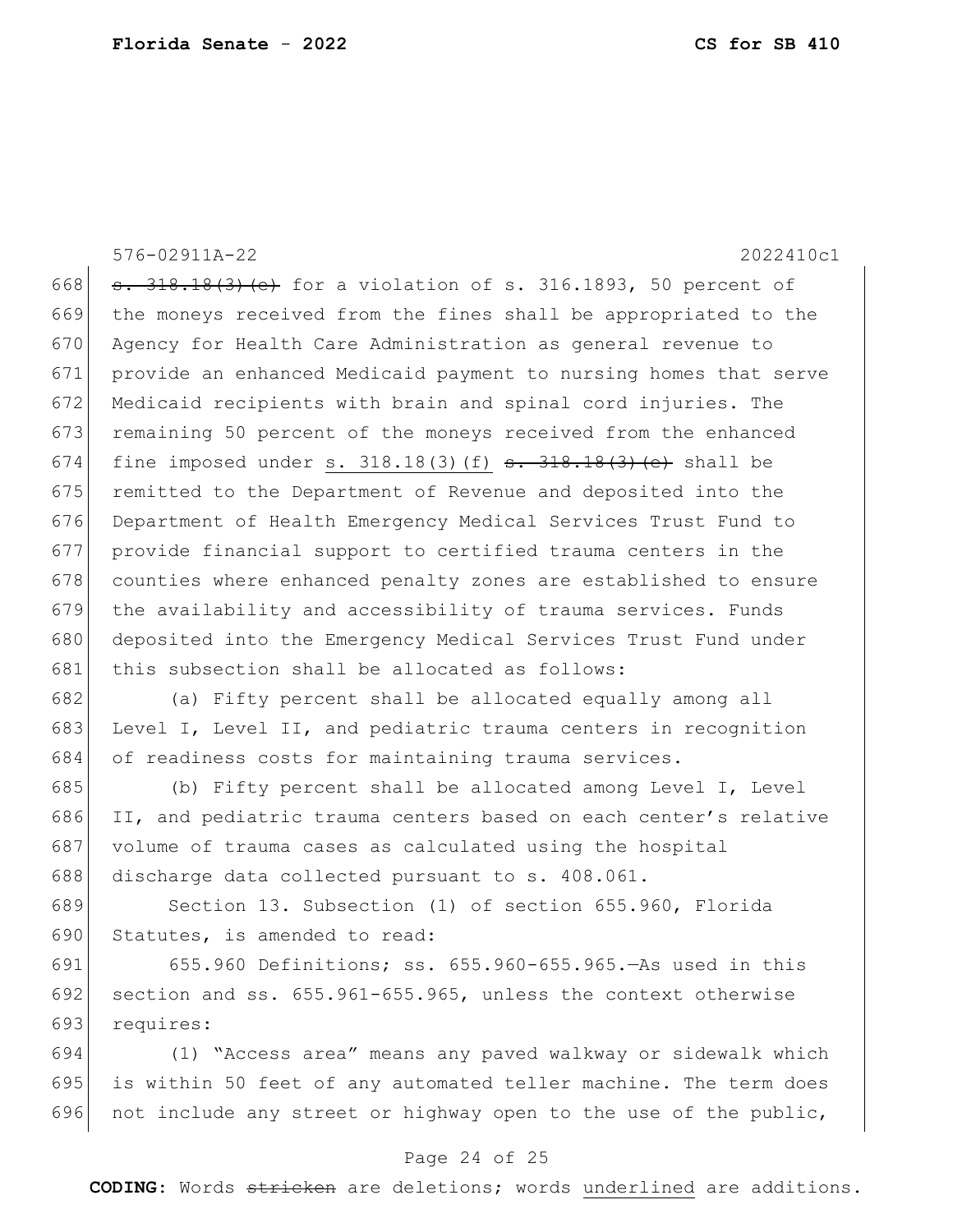668 ~~s. 318.18(3)(e)~~ for a violation of s. 316.1893, 50 percent of
669 the moneys received from the fines shall be appropriated to the
670 Agency for Health Care Administration as general revenue to
671 provide an enhanced Medicaid payment to nursing homes that serve
672 Medicaid recipients with brain and spinal cord injuries. The
673 remaining 50 percent of the moneys received from the enhanced
674 fine imposed under s. 318.18(3)(f) ~~s. 318.18(3)(e)~~ shall be
675 remitted to the Department of Revenue and deposited into the
676 Department of Health Emergency Medical Services Trust Fund to
677 provide financial support to certified trauma centers in the
678 counties where enhanced penalty zones are established to ensure
679 the availability and accessibility of trauma services. Funds
680 deposited into the Emergency Medical Services Trust Fund under
681 this subsection shall be allocated as follows:

682 (a) Fifty percent shall be allocated equally among all
683 Level I, Level II, and pediatric trauma centers in recognition
684 of readiness costs for maintaining trauma services.

685 (b) Fifty percent shall be allocated among Level I, Level
686 II, and pediatric trauma centers based on each center's relative
687 volume of trauma cases as calculated using the hospital
688 discharge data collected pursuant to s. 408.061.

689 Section 13. Subsection (1) of section 655.960, Florida
690 Statutes, is amended to read:

691 655.960 Definitions; ss. 655.960-655.965.—As used in this
692 section and ss. 655.961-655.965, unless the context otherwise
693 requires:

694 (1) "Access area" means any paved walkway or sidewalk which
695 is within 50 feet of any automated teller machine. The term does
696 not include any street or highway open to the use of the public,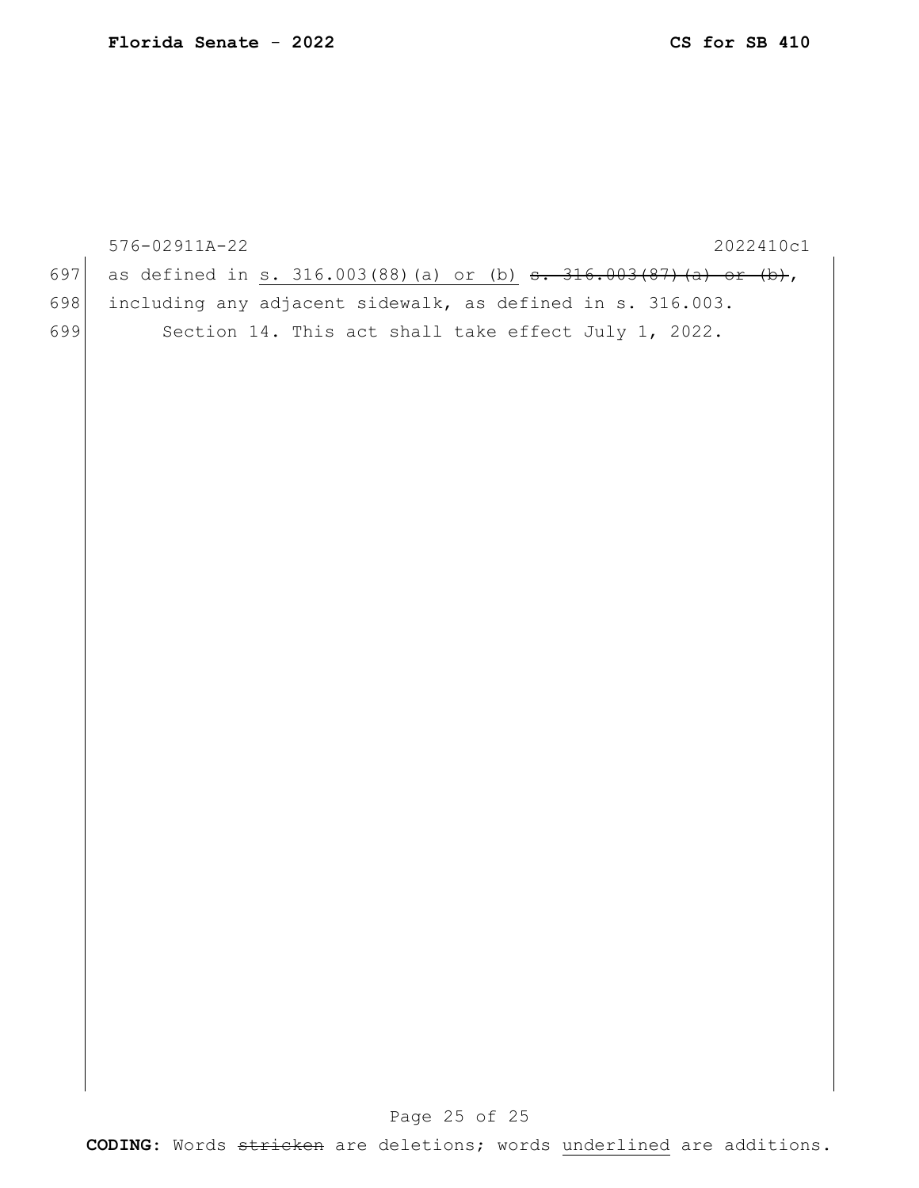576-02911A-22 2022410c1

697 as defined in s. 316.003(88)(a) or (b) ~~s. 316.003(87)(a) or (b)~~,
698 including any adjacent sidewalk, as defined in s. 316.003.
699 Section 14. This act shall take effect July 1, 2022.

**CODING:** Words ~~stricken~~ are deletions; words underlined are additions.